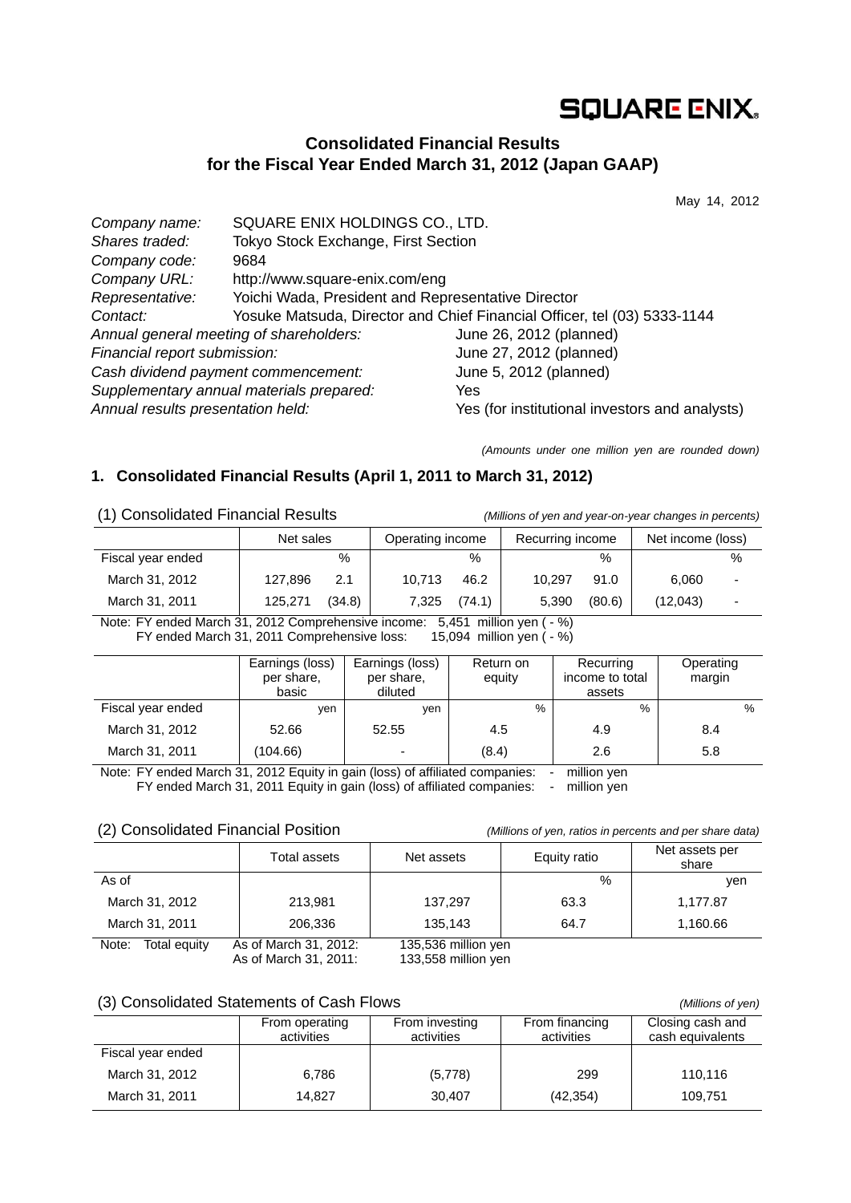SQUARE ENIX.

# Consolidated Financial Results for the Fiscal Year Ended March 31, 2012 (Japan GAAP)

May 14, 2012

*Company name:* SQUARE ENIX HOLDINGS CO., LTD.
*Shares traded:* Tokyo Stock Exchange, First Section
*Company code:* 9684
*Company URL:* http://www.square-enix.com/eng
*Representative:* Yoichi Wada, President and Representative Director
*Contact:* Yosuke Matsuda, Director and Chief Financial Officer, tel (03) 5333-1144
*Annual general meeting of shareholders:* June 26, 2012 (planned)
*Financial report submission:* June 27, 2012 (planned)
*Cash dividend payment commencement:* June 5, 2012 (planned)
*Supplementary annual materials prepared:* Yes
*Annual results presentation held:* Yes (for institutional investors and analysts)

*(Amounts under one million yen are rounded down)*

## 1. Consolidated Financial Results (April 1, 2011 to March 31, 2012)

### (1) Consolidated Financial Results

*(Millions of yen and year-on-year changes in percents)*

| | Net sales | | Operating income | | Recurring income | | Net income (loss) | |
|---|---|---|---|---|---|---|---|---|
| Fiscal year ended | | % | | % | | % | | % |
| March 31, 2012 | 127,896 | 2.1 | 10,713 | 46.2 | 10,297 | 91.0 | 6,060 | - |
| March 31, 2011 | 125,271 | (34.8) | 7,325 | (74.1) | 5,390 | (80.6) | (12,043) | - |

Note: FY ended March 31, 2012 Comprehensive income: 5,451 million yen ( - %)
FY ended March 31, 2011 Comprehensive loss: 15,094 million yen ( - %)

| | Earnings (loss) per share, basic | Earnings (loss) per share, diluted | Return on equity | Recurring income to total assets | Operating margin |
|---|---|---|---|---|---|
| Fiscal year ended | yen | yen | % | % | % |
| March 31, 2012 | 52.66 | 52.55 | 4.5 | 4.9 | 8.4 |
| March 31, 2011 | (104.66) | - | (8.4) | 2.6 | 5.8 |

Note: FY ended March 31, 2012 Equity in gain (loss) of affiliated companies: - million yen
FY ended March 31, 2011 Equity in gain (loss) of affiliated companies: - million yen

### (2) Consolidated Financial Position

*(Millions of yen, ratios in percents and per share data)*

| | Total assets | Net assets | Equity ratio | Net assets per share |
|---|---|---|---|---|
| As of | | | % | yen |
| March 31, 2012 | 213,981 | 137,297 | 63.3 | 1,177.87 |
| March 31, 2011 | 206,336 | 135,143 | 64.7 | 1,160.66 |

Note: Total equity As of March 31, 2012: 135,536 million yen
As of March 31, 2011: 133,558 million yen

### (3) Consolidated Statements of Cash Flows

*(Millions of yen)*

| | From operating activities | From investing activities | From financing activities | Closing cash and cash equivalents |
|---|---|---|---|---|
| Fiscal year ended | | | | |
| March 31, 2012 | 6,786 | (5,778) | 299 | 110,116 |
| March 31, 2011 | 14,827 | 30,407 | (42,354) | 109,751 |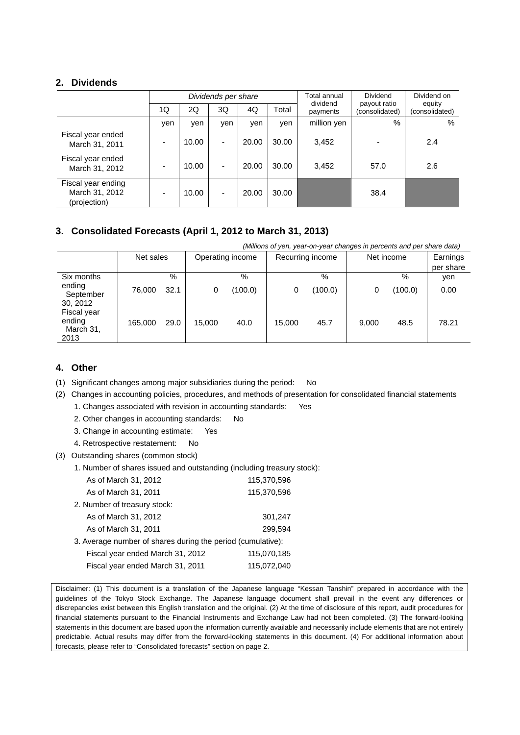## 2. Dividends

| | Dividends per share | | | | | Total annual dividend payments | Dividend payout ratio (consolidated) | Dividend on equity (consolidated) |
|---|---|---|---|---|---|---|---|---|
| | 1Q | 2Q | 3Q | 4Q | Total | | | |
| | yen | yen | yen | yen | yen | million yen | % | % |
| Fiscal year ended March 31, 2011 | - | 10.00 | - | 20.00 | 30.00 | 3,452 | - | 2.4 |
| Fiscal year ended March 31, 2012 | - | 10.00 | - | 20.00 | 30.00 | 3,452 | 57.0 | 2.6 |
| Fiscal year ending March 31, 2012 (projection) | - | 10.00 | - | 20.00 | 30.00 | | 38.4 | |

## 3. Consolidated Forecasts (April 1, 2012 to March 31, 2013)

*(Millions of yen, year-on-year changes in percents and per share data)*

| | Net sales | | Operating income | | Recurring income | | Net income | | Earnings per share |
|---|---|---|---|---|---|---|---|---|---|
| | | % | | % | | % | | % | yen |
| Six months ending September 30, 2012 | 76,000 | 32.1 | 0 | (100.0) | 0 | (100.0) | 0 | (100.0) | 0.00 |
| Fiscal year ending March 31, 2013 | 165,000 | 29.0 | 15,000 | 40.0 | 15,000 | 45.7 | 9,000 | 48.5 | 78.21 |

## 4. Other

(1) Significant changes among major subsidiaries during the period: No

(2) Changes in accounting policies, procedures, and methods of presentation for consolidated financial statements

1. Changes associated with revision in accounting standards: Yes
2. Other changes in accounting standards: No
3. Change in accounting estimate: Yes
4. Retrospective restatement: No

(3) Outstanding shares (common stock)

1. Number of shares issued and outstanding (including treasury stock):
   - As of March 31, 2012: 115,370,596
   - As of March 31, 2011: 115,370,596
2. Number of treasury stock:
   - As of March 31, 2012: 301,247
   - As of March 31, 2011: 299,594
3. Average number of shares during the period (cumulative):
   - Fiscal year ended March 31, 2012: 115,070,185
   - Fiscal year ended March 31, 2011: 115,072,040

Disclaimer: (1) This document is a translation of the Japanese language "Kessan Tanshin" prepared in accordance with the guidelines of the Tokyo Stock Exchange. The Japanese language document shall prevail in the event any differences or discrepancies exist between this English translation and the original. (2) At the time of disclosure of this report, audit procedures for financial statements pursuant to the Financial Instruments and Exchange Law had not been completed. (3) The forward-looking statements in this document are based upon the information currently available and necessarily include elements that are not entirely predictable. Actual results may differ from the forward-looking statements in this document. (4) For additional information about forecasts, please refer to "Consolidated forecasts" section on page 2.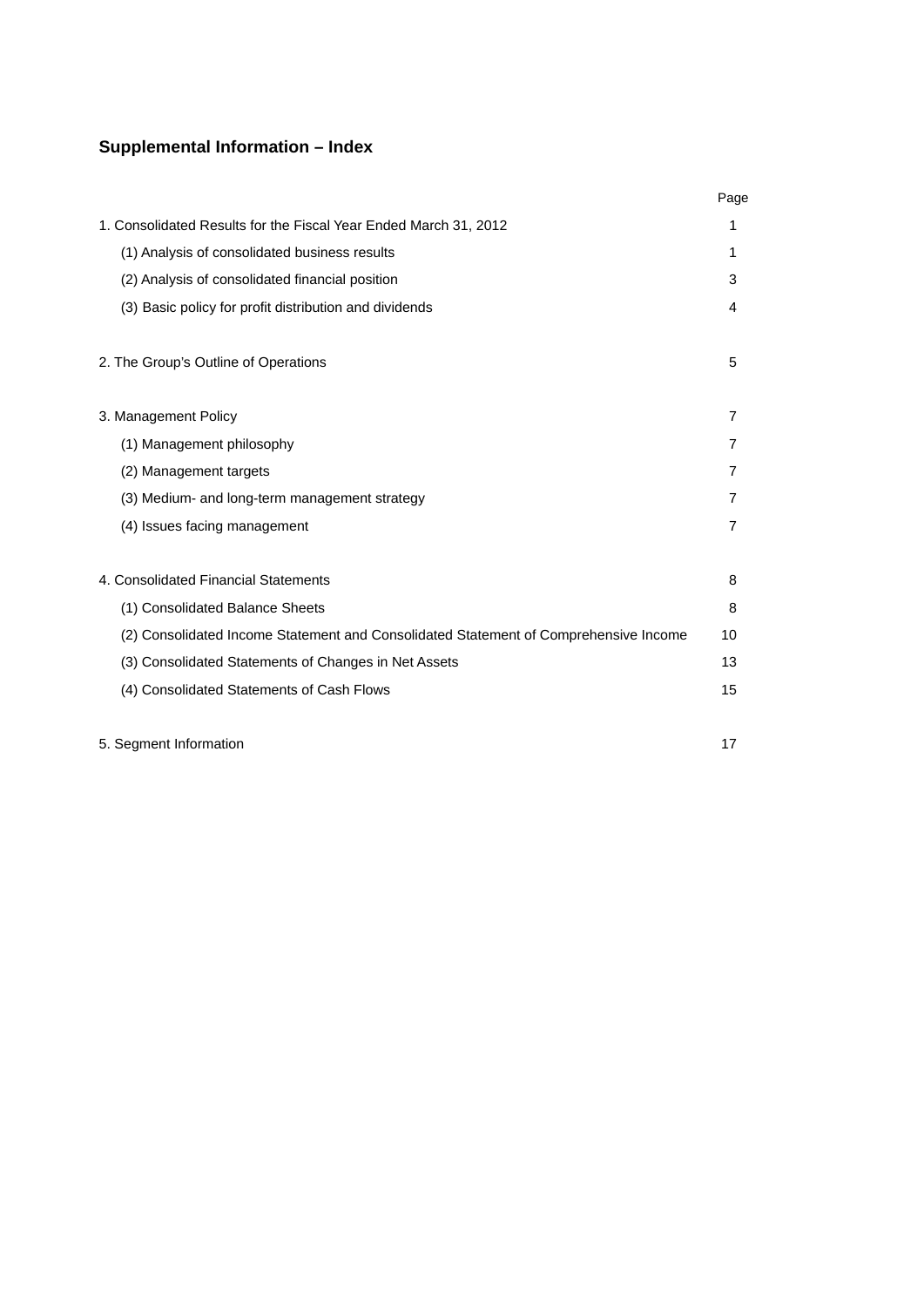## Supplemental Information – Index

| | Page |
|---|---|
| 1. Consolidated Results for the Fiscal Year Ended March 31, 2012 | 1 |
| (1) Analysis of consolidated business results | 1 |
| (2) Analysis of consolidated financial position | 3 |
| (3) Basic policy for profit distribution and dividends | 4 |
| | |
| 2. The Group's Outline of Operations | 5 |
| | |
| 3. Management Policy | 7 |
| (1) Management philosophy | 7 |
| (2) Management targets | 7 |
| (3) Medium- and long-term management strategy | 7 |
| (4) Issues facing management | 7 |
| | |
| 4. Consolidated Financial Statements | 8 |
| (1) Consolidated Balance Sheets | 8 |
| (2) Consolidated Income Statement and Consolidated Statement of Comprehensive Income | 10 |
| (3) Consolidated Statements of Changes in Net Assets | 13 |
| (4) Consolidated Statements of Cash Flows | 15 |
| | |
| 5. Segment Information | 17 |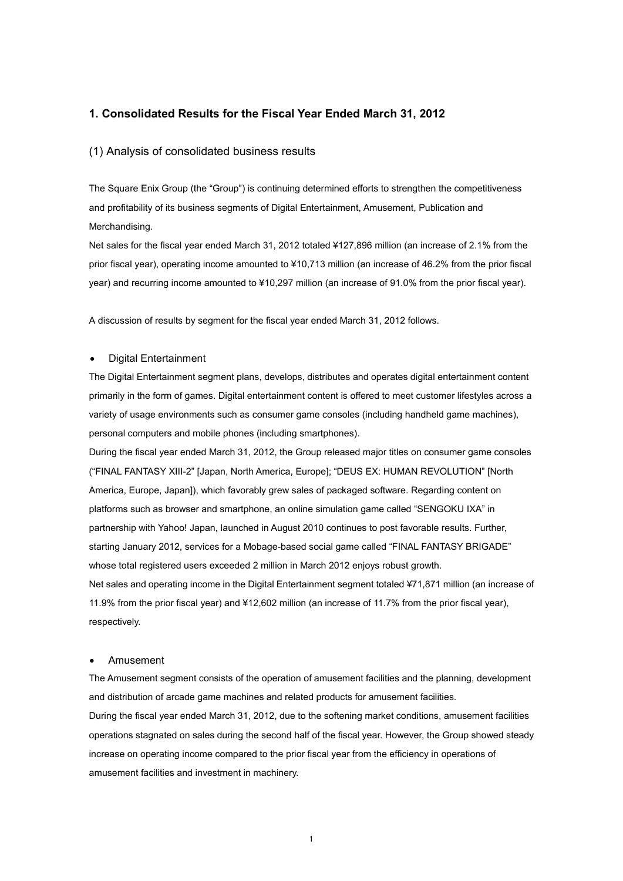## 1. Consolidated Results for the Fiscal Year Ended March 31, 2012

### (1) Analysis of consolidated business results

The Square Enix Group (the "Group") is continuing determined efforts to strengthen the competitiveness and profitability of its business segments of Digital Entertainment, Amusement, Publication and Merchandising.

Net sales for the fiscal year ended March 31, 2012 totaled ¥127,896 million (an increase of 2.1% from the prior fiscal year), operating income amounted to ¥10,713 million (an increase of 46.2% from the prior fiscal year) and recurring income amounted to ¥10,297 million (an increase of 91.0% from the prior fiscal year).

A discussion of results by segment for the fiscal year ended March 31, 2012 follows.

- Digital Entertainment

The Digital Entertainment segment plans, develops, distributes and operates digital entertainment content primarily in the form of games. Digital entertainment content is offered to meet customer lifestyles across a variety of usage environments such as consumer game consoles (including handheld game machines), personal computers and mobile phones (including smartphones).

During the fiscal year ended March 31, 2012, the Group released major titles on consumer game consoles ("FINAL FANTASY XIII-2" [Japan, North America, Europe]; "DEUS EX: HUMAN REVOLUTION" [North America, Europe, Japan]), which favorably grew sales of packaged software. Regarding content on platforms such as browser and smartphone, an online simulation game called "SENGOKU IXA" in partnership with Yahoo! Japan, launched in August 2010 continues to post favorable results. Further, starting January 2012, services for a Mobage-based social game called "FINAL FANTASY BRIGADE" whose total registered users exceeded 2 million in March 2012 enjoys robust growth.

Net sales and operating income in the Digital Entertainment segment totaled ¥71,871 million (an increase of 11.9% from the prior fiscal year) and ¥12,602 million (an increase of 11.7% from the prior fiscal year), respectively.

- Amusement

The Amusement segment consists of the operation of amusement facilities and the planning, development and distribution of arcade game machines and related products for amusement facilities.

During the fiscal year ended March 31, 2012, due to the softening market conditions, amusement facilities operations stagnated on sales during the second half of the fiscal year. However, the Group showed steady increase on operating income compared to the prior fiscal year from the efficiency in operations of amusement facilities and investment in machinery.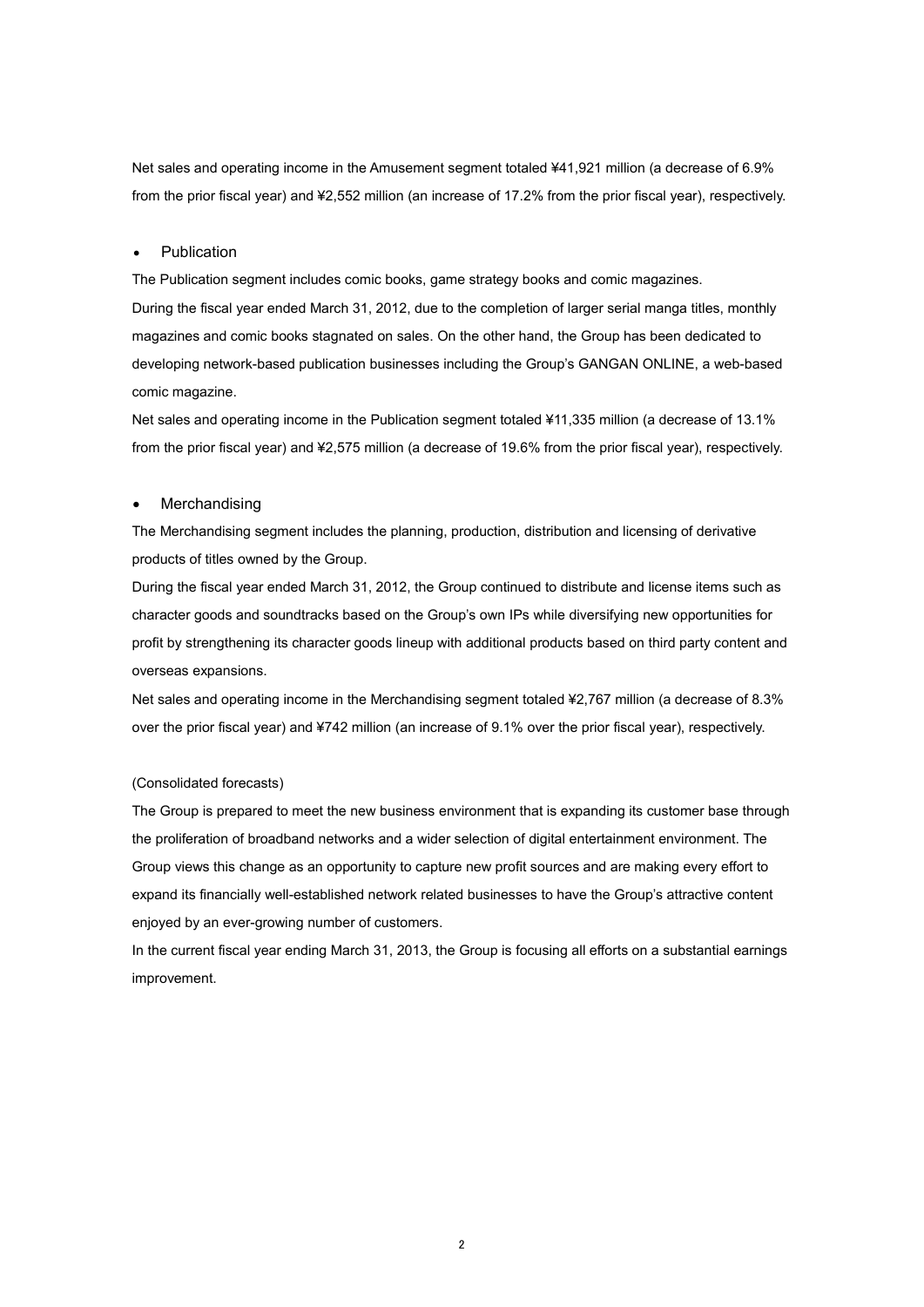Net sales and operating income in the Amusement segment totaled ¥41,921 million (a decrease of 6.9% from the prior fiscal year) and ¥2,552 million (an increase of 17.2% from the prior fiscal year), respectively.

- Publication

The Publication segment includes comic books, game strategy books and comic magazines.
During the fiscal year ended March 31, 2012, due to the completion of larger serial manga titles, monthly magazines and comic books stagnated on sales. On the other hand, the Group has been dedicated to developing network-based publication businesses including the Group's GANGAN ONLINE, a web-based comic magazine.
Net sales and operating income in the Publication segment totaled ¥11,335 million (a decrease of 13.1% from the prior fiscal year) and ¥2,575 million (a decrease of 19.6% from the prior fiscal year), respectively.

- Merchandising

The Merchandising segment includes the planning, production, distribution and licensing of derivative products of titles owned by the Group.
During the fiscal year ended March 31, 2012, the Group continued to distribute and license items such as character goods and soundtracks based on the Group's own IPs while diversifying new opportunities for profit by strengthening its character goods lineup with additional products based on third party content and overseas expansions.
Net sales and operating income in the Merchandising segment totaled ¥2,767 million (a decrease of 8.3% over the prior fiscal year) and ¥742 million (an increase of 9.1% over the prior fiscal year), respectively.

(Consolidated forecasts)

The Group is prepared to meet the new business environment that is expanding its customer base through the proliferation of broadband networks and a wider selection of digital entertainment environment. The Group views this change as an opportunity to capture new profit sources and are making every effort to expand its financially well-established network related businesses to have the Group's attractive content enjoyed by an ever-growing number of customers.
In the current fiscal year ending March 31, 2013, the Group is focusing all efforts on a substantial earnings improvement.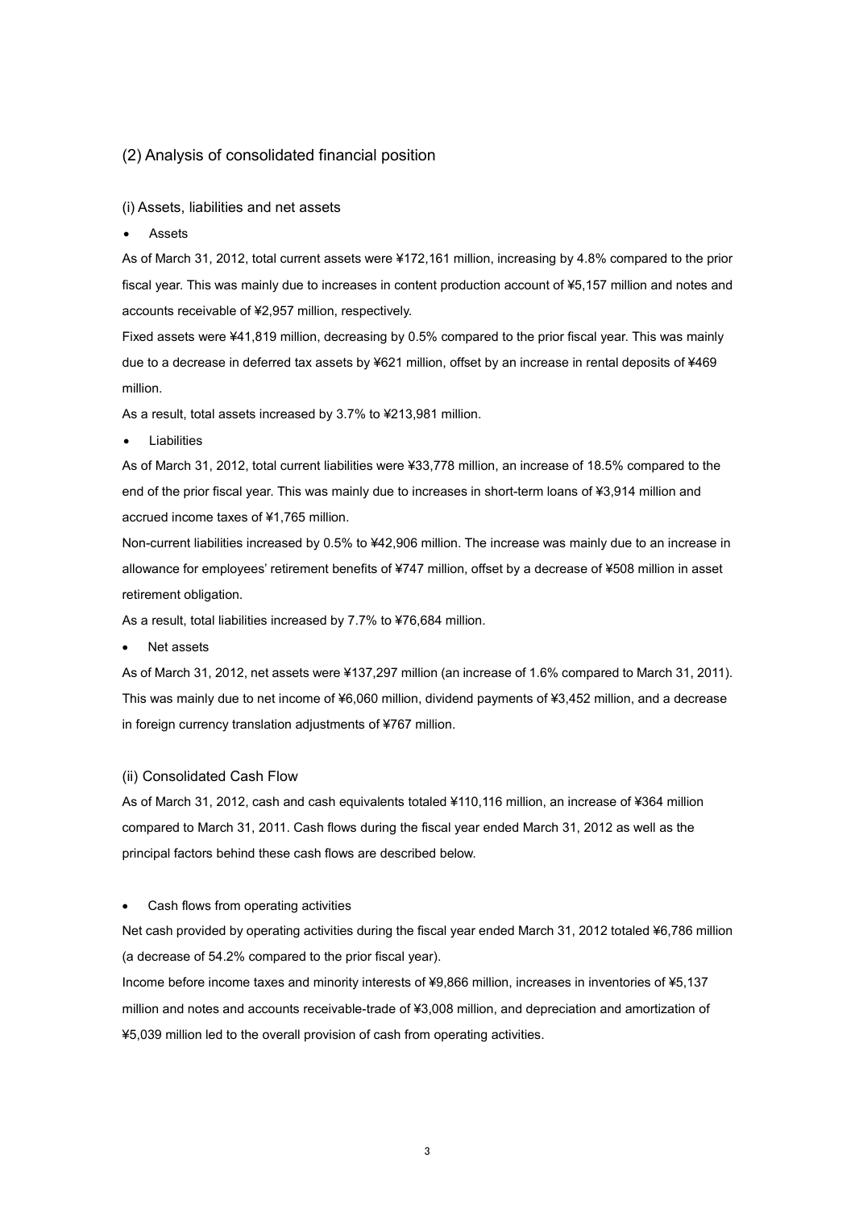## (2) Analysis of consolidated financial position

### (i) Assets, liabilities and net assets

- Assets

As of March 31, 2012, total current assets were ¥172,161 million, increasing by 4.8% compared to the prior fiscal year. This was mainly due to increases in content production account of ¥5,157 million and notes and accounts receivable of ¥2,957 million, respectively.

Fixed assets were ¥41,819 million, decreasing by 0.5% compared to the prior fiscal year. This was mainly due to a decrease in deferred tax assets by ¥621 million, offset by an increase in rental deposits of ¥469 million.

As a result, total assets increased by 3.7% to ¥213,981 million.

- Liabilities

As of March 31, 2012, total current liabilities were ¥33,778 million, an increase of 18.5% compared to the end of the prior fiscal year. This was mainly due to increases in short-term loans of ¥3,914 million and accrued income taxes of ¥1,765 million.

Non-current liabilities increased by 0.5% to ¥42,906 million. The increase was mainly due to an increase in allowance for employees' retirement benefits of ¥747 million, offset by a decrease of ¥508 million in asset retirement obligation.

As a result, total liabilities increased by 7.7% to ¥76,684 million.

- Net assets

As of March 31, 2012, net assets were ¥137,297 million (an increase of 1.6% compared to March 31, 2011). This was mainly due to net income of ¥6,060 million, dividend payments of ¥3,452 million, and a decrease in foreign currency translation adjustments of ¥767 million.

### (ii) Consolidated Cash Flow

As of March 31, 2012, cash and cash equivalents totaled ¥110,116 million, an increase of ¥364 million compared to March 31, 2011. Cash flows during the fiscal year ended March 31, 2012 as well as the principal factors behind these cash flows are described below.

- Cash flows from operating activities

Net cash provided by operating activities during the fiscal year ended March 31, 2012 totaled ¥6,786 million (a decrease of 54.2% compared to the prior fiscal year).

Income before income taxes and minority interests of ¥9,866 million, increases in inventories of ¥5,137 million and notes and accounts receivable-trade of ¥3,008 million, and depreciation and amortization of ¥5,039 million led to the overall provision of cash from operating activities.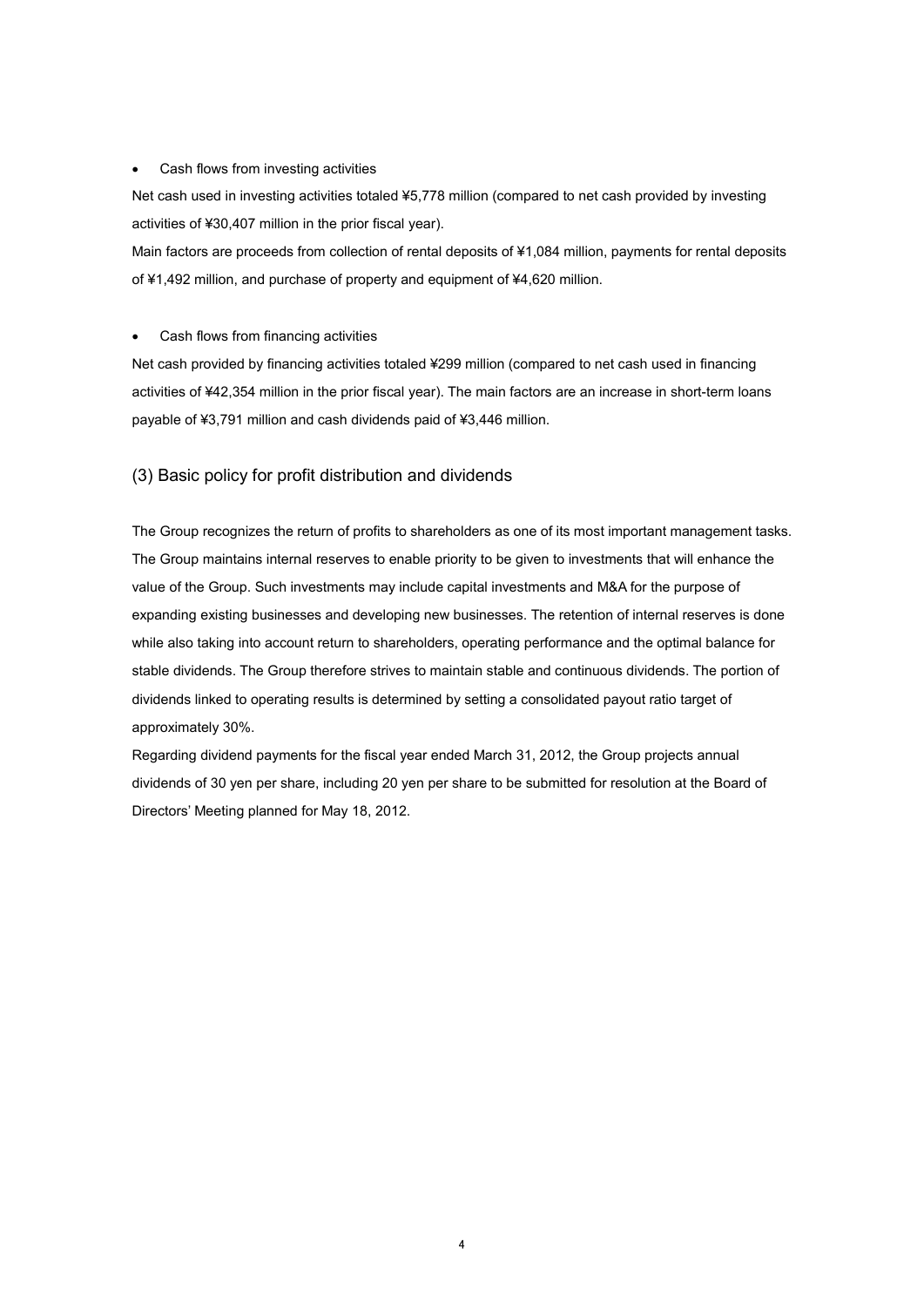- Cash flows from investing activities

Net cash used in investing activities totaled ¥5,778 million (compared to net cash provided by investing activities of ¥30,407 million in the prior fiscal year).

Main factors are proceeds from collection of rental deposits of ¥1,084 million, payments for rental deposits of ¥1,492 million, and purchase of property and equipment of ¥4,620 million.

- Cash flows from financing activities

Net cash provided by financing activities totaled ¥299 million (compared to net cash used in financing activities of ¥42,354 million in the prior fiscal year). The main factors are an increase in short-term loans payable of ¥3,791 million and cash dividends paid of ¥3,446 million.

## (3) Basic policy for profit distribution and dividends

The Group recognizes the return of profits to shareholders as one of its most important management tasks. The Group maintains internal reserves to enable priority to be given to investments that will enhance the value of the Group. Such investments may include capital investments and M&A for the purpose of expanding existing businesses and developing new businesses. The retention of internal reserves is done while also taking into account return to shareholders, operating performance and the optimal balance for stable dividends. The Group therefore strives to maintain stable and continuous dividends. The portion of dividends linked to operating results is determined by setting a consolidated payout ratio target of approximately 30%.

Regarding dividend payments for the fiscal year ended March 31, 2012, the Group projects annual dividends of 30 yen per share, including 20 yen per share to be submitted for resolution at the Board of Directors' Meeting planned for May 18, 2012.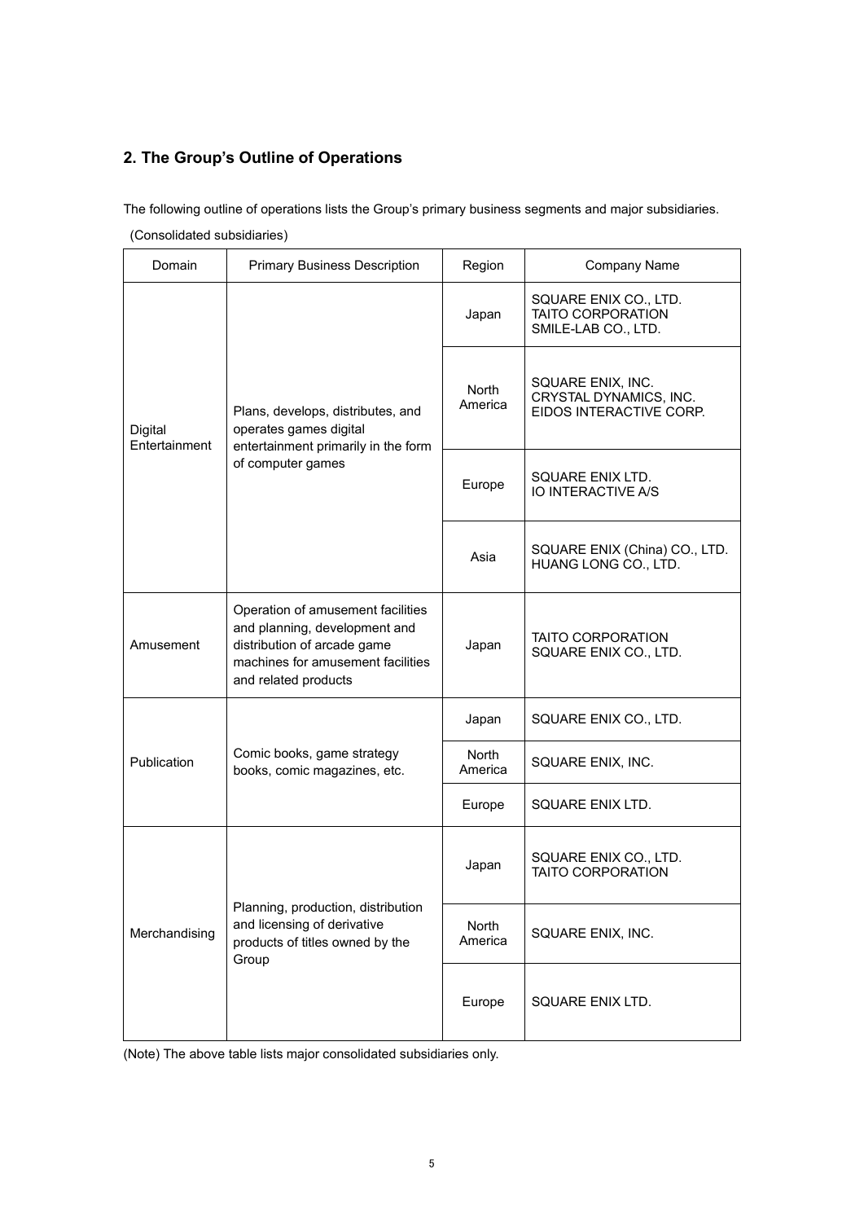## 2. The Group's Outline of Operations

The following outline of operations lists the Group's primary business segments and major subsidiaries.

(Consolidated subsidiaries)

| Domain | Primary Business Description | Region | Company Name |
| --- | --- | --- | --- |
| Digital Entertainment | Plans, develops, distributes, and operates games digital entertainment primarily in the form of computer games | Japan | SQUARE ENIX CO., LTD.<br>TAITO CORPORATION<br>SMILE-LAB CO., LTD. |
| | | North America | SQUARE ENIX, INC.<br>CRYSTAL DYNAMICS, INC.<br>EIDOS INTERACTIVE CORP. |
| | | Europe | SQUARE ENIX LTD.<br>IO INTERACTIVE A/S |
| | | Asia | SQUARE ENIX (China) CO., LTD.<br>HUANG LONG CO., LTD. |
| Amusement | Operation of amusement facilities and planning, development and distribution of arcade game machines for amusement facilities and related products | Japan | TAITO CORPORATION<br>SQUARE ENIX CO., LTD. |
| Publication | Comic books, game strategy books, comic magazines, etc. | Japan | SQUARE ENIX CO., LTD. |
| | | North America | SQUARE ENIX, INC. |
| | | Europe | SQUARE ENIX LTD. |
| Merchandising | Planning, production, distribution and licensing of derivative products of titles owned by the Group | Japan | SQUARE ENIX CO., LTD.<br>TAITO CORPORATION |
| | | North America | SQUARE ENIX, INC. |
| | | Europe | SQUARE ENIX LTD. |

(Note) The above table lists major consolidated subsidiaries only.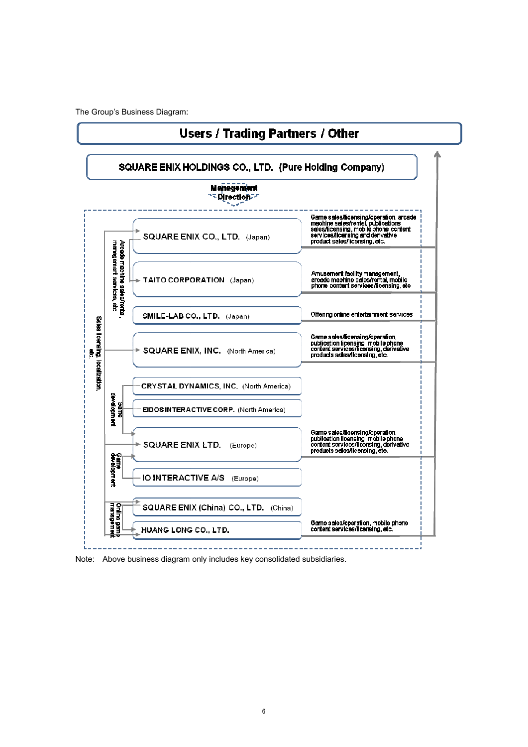The Group's Business Diagram:

**Users / Trading Partners / Other**

**SQUARE ENIX HOLDINGS CO., LTD. (Pure Holding Company)**

Management Direction

| Subsidiary | Business |
| --- | --- |
| SQUARE ENIX CO., LTD. (Japan) | Game sales/licensing/operation, arcade machine sales/rental, publications sales/licensing, mobile phone content services/licensing and derivative product sales/licensing, etc. |
| TAITO CORPORATION (Japan) | Amusement facility management, arcade machine sales/rental, mobile phone content services/licensing, etc |
| SMILE-LAB CO., LTD. (Japan) | Offering online entertainment services |
| SQUARE ENIX, INC. (North America) | Game sales/licensing/operation, publication licensing, mobile phone content services/licensing, derivative products sales/licensing, etc. |
| CRYSTAL DYNAMICS, INC. (North America) | |
| EIDOS INTERACTIVE CORP. (North America) | |
| SQUARE ENIX LTD. (Europe) | Game sales/licensing/operation, publication licensing, mobile phone content services/licensing, derivative products sales/licensing, etc. |
| IO INTERACTIVE A/S (Europe) | |
| SQUARE ENIX (China) CO., LTD. (China) | |
| HUANG LONG CO., LTD. | Game sales/operation, mobile phone content services/licensing, etc. |

Relationships shown in diagram:
- Sales licensing, localization, etc.
- Arcade machine sales/rental, management services, etc. (SQUARE ENIX CO., LTD. → TAITO CORPORATION)
- Game development (CRYSTAL DYNAMICS, INC. / EIDOS INTERACTIVE CORP. → SQUARE ENIX LTD.)
- Game development (IO INTERACTIVE A/S → SQUARE ENIX LTD.)
- Online game management (SQUARE ENIX (China) CO., LTD. → HUANG LONG CO., LTD.)

Note: Above business diagram only includes key consolidated subsidiaries.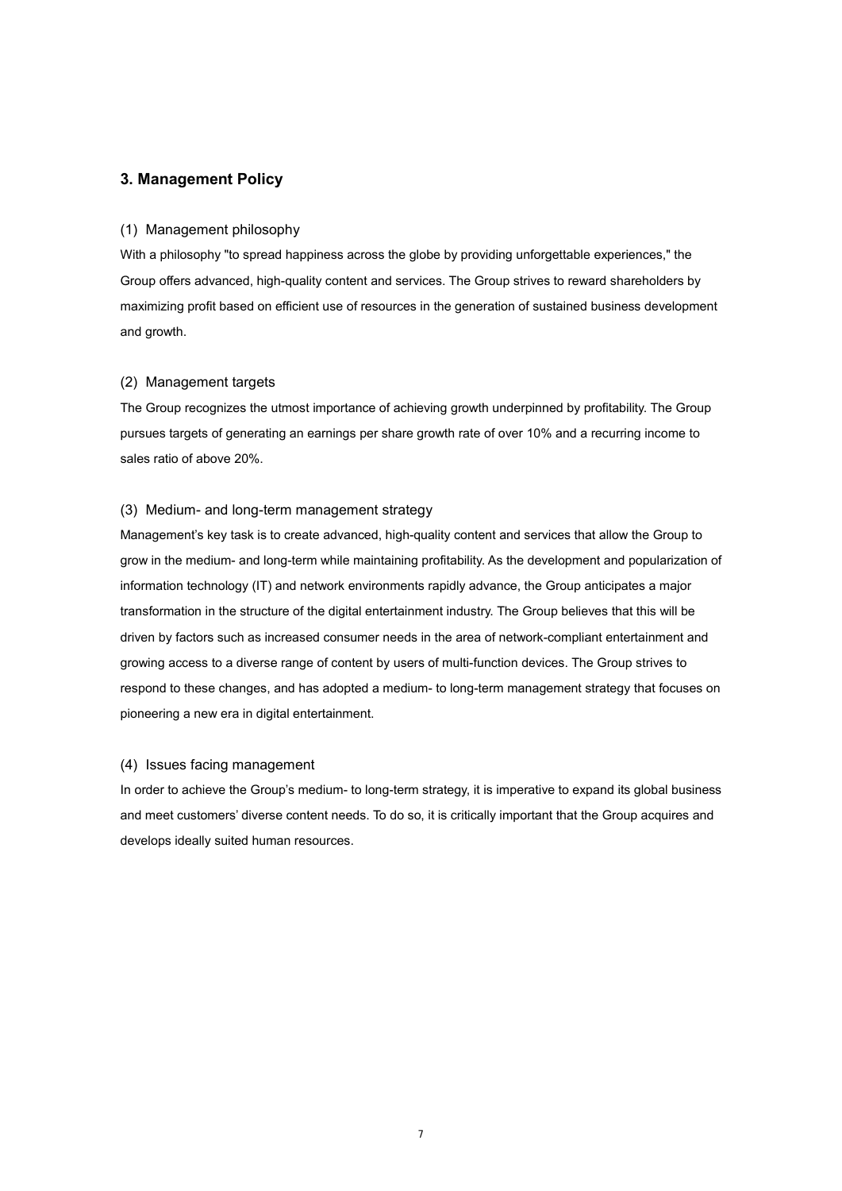## 3. Management Policy

### (1) Management philosophy

With a philosophy "to spread happiness across the globe by providing unforgettable experiences," the Group offers advanced, high-quality content and services. The Group strives to reward shareholders by maximizing profit based on efficient use of resources in the generation of sustained business development and growth.

### (2) Management targets

The Group recognizes the utmost importance of achieving growth underpinned by profitability. The Group pursues targets of generating an earnings per share growth rate of over 10% and a recurring income to sales ratio of above 20%.

### (3) Medium- and long-term management strategy

Management's key task is to create advanced, high-quality content and services that allow the Group to grow in the medium- and long-term while maintaining profitability. As the development and popularization of information technology (IT) and network environments rapidly advance, the Group anticipates a major transformation in the structure of the digital entertainment industry. The Group believes that this will be driven by factors such as increased consumer needs in the area of network-compliant entertainment and growing access to a diverse range of content by users of multi-function devices. The Group strives to respond to these changes, and has adopted a medium- to long-term management strategy that focuses on pioneering a new era in digital entertainment.

### (4) Issues facing management

In order to achieve the Group's medium- to long-term strategy, it is imperative to expand its global business and meet customers' diverse content needs. To do so, it is critically important that the Group acquires and develops ideally suited human resources.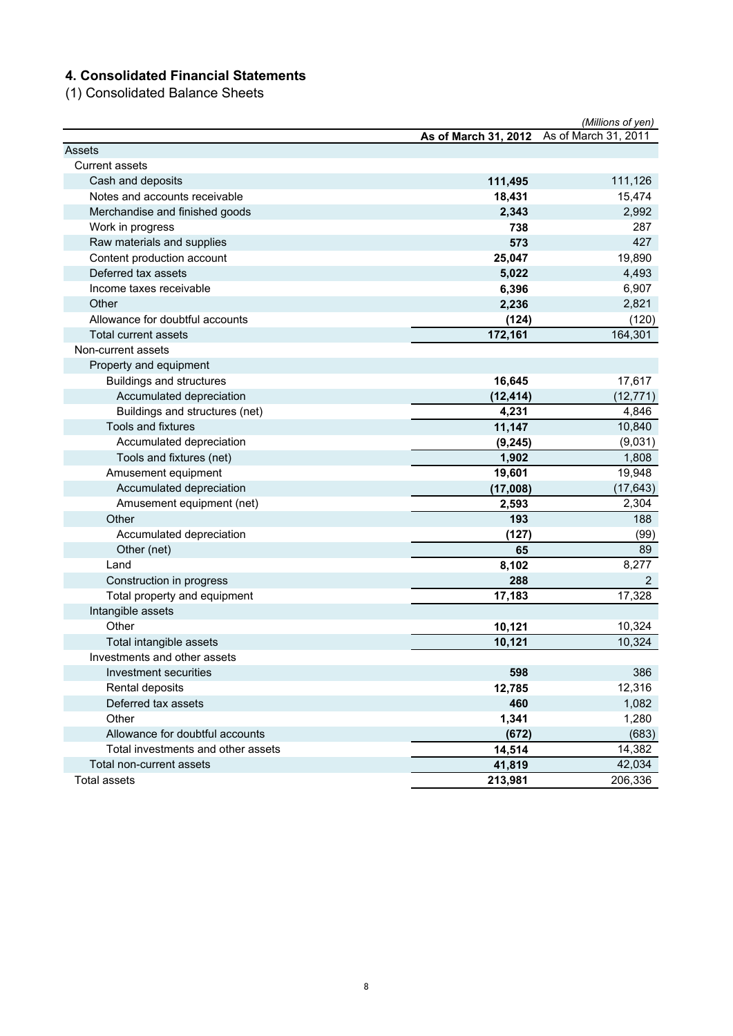## 4. Consolidated Financial Statements

(1) Consolidated Balance Sheets

*(Millions of yen)*

| | **As of March 31, 2012** | As of March 31, 2011 |
|---|---|---|
| Assets | | |
| Current assets | | |
| Cash and deposits | **111,495** | 111,126 |
| Notes and accounts receivable | **18,431** | 15,474 |
| Merchandise and finished goods | **2,343** | 2,992 |
| Work in progress | **738** | 287 |
| Raw materials and supplies | **573** | 427 |
| Content production account | **25,047** | 19,890 |
| Deferred tax assets | **5,022** | 4,493 |
| Income taxes receivable | **6,396** | 6,907 |
| Other | **2,236** | 2,821 |
| Allowance for doubtful accounts | **(124)** | (120) |
| Total current assets | **172,161** | 164,301 |
| Non-current assets | | |
| Property and equipment | | |
| Buildings and structures | **16,645** | 17,617 |
| Accumulated depreciation | **(12,414)** | (12,771) |
| Buildings and structures (net) | **4,231** | 4,846 |
| Tools and fixtures | **11,147** | 10,840 |
| Accumulated depreciation | **(9,245)** | (9,031) |
| Tools and fixtures (net) | **1,902** | 1,808 |
| Amusement equipment | **19,601** | 19,948 |
| Accumulated depreciation | **(17,008)** | (17,643) |
| Amusement equipment (net) | **2,593** | 2,304 |
| Other | **193** | 188 |
| Accumulated depreciation | **(127)** | (99) |
| Other (net) | **65** | 89 |
| Land | **8,102** | 8,277 |
| Construction in progress | **288** | 2 |
| Total property and equipment | **17,183** | 17,328 |
| Intangible assets | | |
| Other | **10,121** | 10,324 |
| Total intangible assets | **10,121** | 10,324 |
| Investments and other assets | | |
| Investment securities | **598** | 386 |
| Rental deposits | **12,785** | 12,316 |
| Deferred tax assets | **460** | 1,082 |
| Other | **1,341** | 1,280 |
| Allowance for doubtful accounts | **(672)** | (683) |
| Total investments and other assets | **14,514** | 14,382 |
| Total non-current assets | **41,819** | 42,034 |
| Total assets | **213,981** | 206,336 |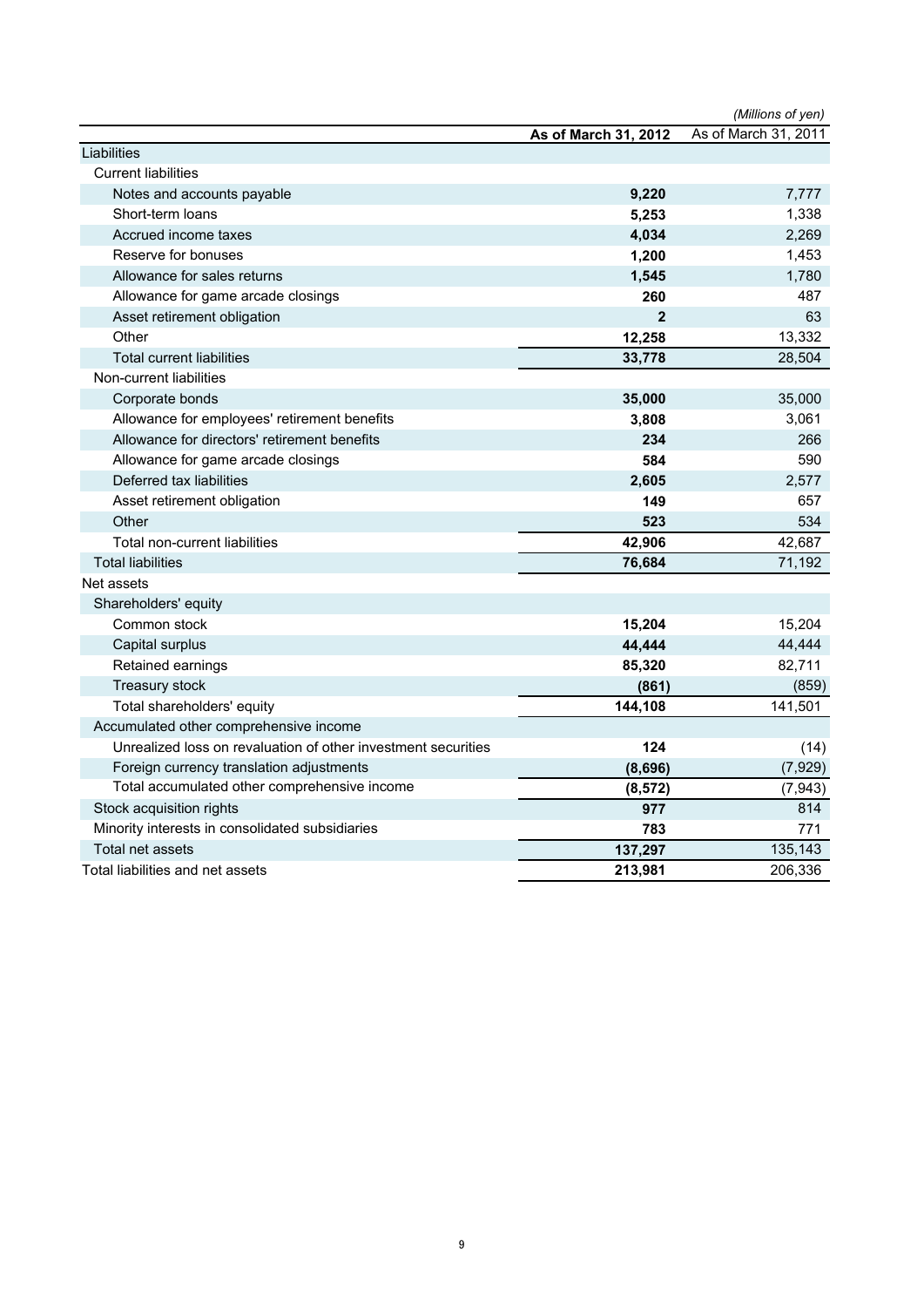*(Millions of yen)*

| | **As of March 31, 2012** | As of March 31, 2011 |
|---|---|---|
| Liabilities | | |
| Current liabilities | | |
| Notes and accounts payable | **9,220** | 7,777 |
| Short-term loans | **5,253** | 1,338 |
| Accrued income taxes | **4,034** | 2,269 |
| Reserve for bonuses | **1,200** | 1,453 |
| Allowance for sales returns | **1,545** | 1,780 |
| Allowance for game arcade closings | **260** | 487 |
| Asset retirement obligation | **2** | 63 |
| Other | **12,258** | 13,332 |
| Total current liabilities | **33,778** | 28,504 |
| Non-current liabilities | | |
| Corporate bonds | **35,000** | 35,000 |
| Allowance for employees' retirement benefits | **3,808** | 3,061 |
| Allowance for directors' retirement benefits | **234** | 266 |
| Allowance for game arcade closings | **584** | 590 |
| Deferred tax liabilities | **2,605** | 2,577 |
| Asset retirement obligation | **149** | 657 |
| Other | **523** | 534 |
| Total non-current liabilities | **42,906** | 42,687 |
| Total liabilities | **76,684** | 71,192 |
| Net assets | | |
| Shareholders' equity | | |
| Common stock | **15,204** | 15,204 |
| Capital surplus | **44,444** | 44,444 |
| Retained earnings | **85,320** | 82,711 |
| Treasury stock | **(861)** | (859) |
| Total shareholders' equity | **144,108** | 141,501 |
| Accumulated other comprehensive income | | |
| Unrealized loss on revaluation of other investment securities | **124** | (14) |
| Foreign currency translation adjustments | **(8,696)** | (7,929) |
| Total accumulated other comprehensive income | **(8,572)** | (7,943) |
| Stock acquisition rights | **977** | 814 |
| Minority interests in consolidated subsidiaries | **783** | 771 |
| Total net assets | **137,297** | 135,143 |
| Total liabilities and net assets | **213,981** | 206,336 |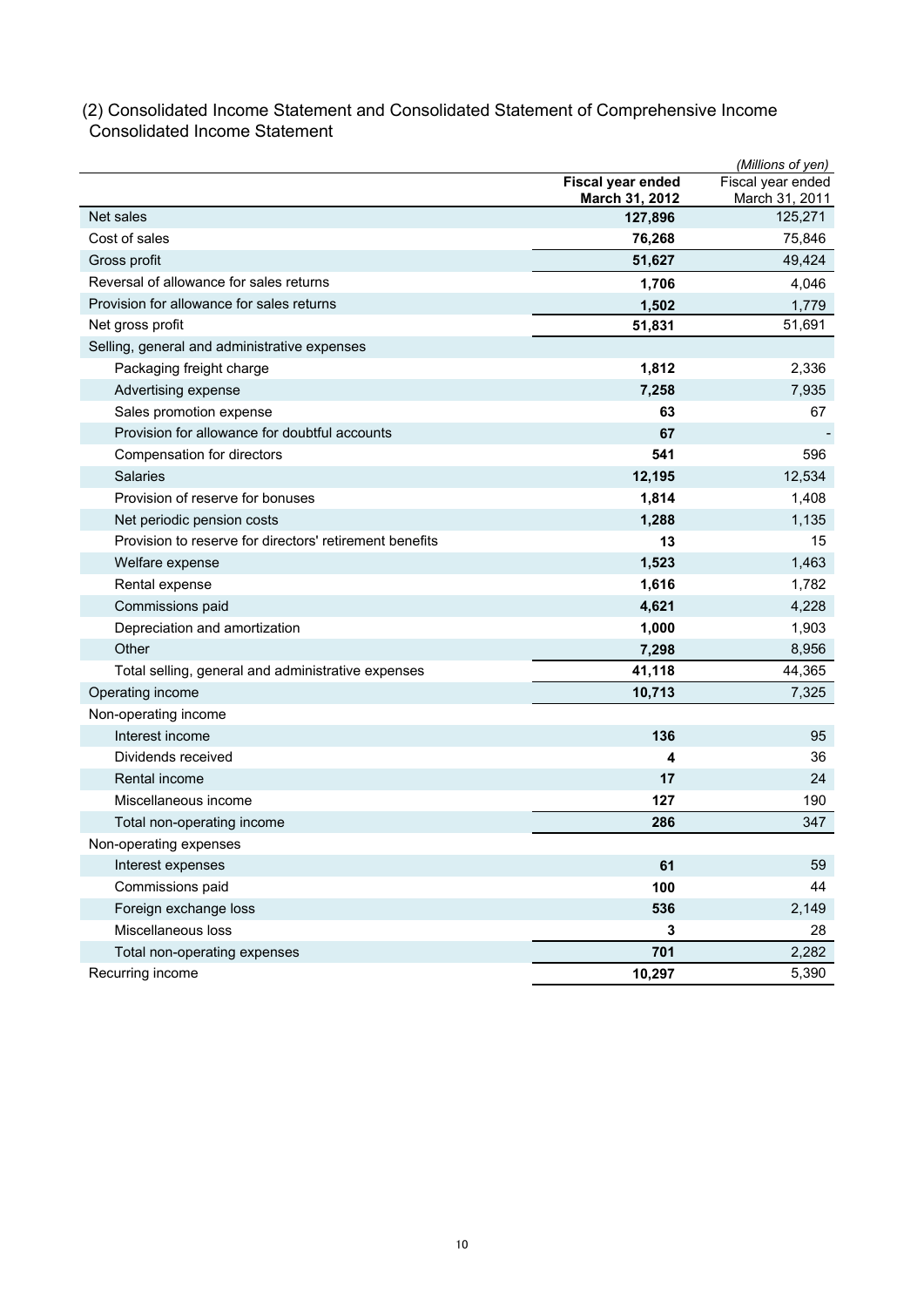(2) Consolidated Income Statement and Consolidated Statement of Comprehensive Income
Consolidated Income Statement

*(Millions of yen)*

| | **Fiscal year ended March 31, 2012** | Fiscal year ended March 31, 2011 |
|---|---|---|
| Net sales | **127,896** | 125,271 |
| Cost of sales | **76,268** | 75,846 |
| Gross profit | **51,627** | 49,424 |
| Reversal of allowance for sales returns | **1,706** | 4,046 |
| Provision for allowance for sales returns | **1,502** | 1,779 |
| Net gross profit | **51,831** | 51,691 |
| Selling, general and administrative expenses | | |
| Packaging freight charge | **1,812** | 2,336 |
| Advertising expense | **7,258** | 7,935 |
| Sales promotion expense | **63** | 67 |
| Provision for allowance for doubtful accounts | **67** | - |
| Compensation for directors | **541** | 596 |
| Salaries | **12,195** | 12,534 |
| Provision of reserve for bonuses | **1,814** | 1,408 |
| Net periodic pension costs | **1,288** | 1,135 |
| Provision to reserve for directors' retirement benefits | **13** | 15 |
| Welfare expense | **1,523** | 1,463 |
| Rental expense | **1,616** | 1,782 |
| Commissions paid | **4,621** | 4,228 |
| Depreciation and amortization | **1,000** | 1,903 |
| Other | **7,298** | 8,956 |
| Total selling, general and administrative expenses | **41,118** | 44,365 |
| Operating income | **10,713** | 7,325 |
| Non-operating income | | |
| Interest income | **136** | 95 |
| Dividends received | **4** | 36 |
| Rental income | **17** | 24 |
| Miscellaneous income | **127** | 190 |
| Total non-operating income | **286** | 347 |
| Non-operating expenses | | |
| Interest expenses | **61** | 59 |
| Commissions paid | **100** | 44 |
| Foreign exchange loss | **536** | 2,149 |
| Miscellaneous loss | **3** | 28 |
| Total non-operating expenses | **701** | 2,282 |
| Recurring income | **10,297** | 5,390 |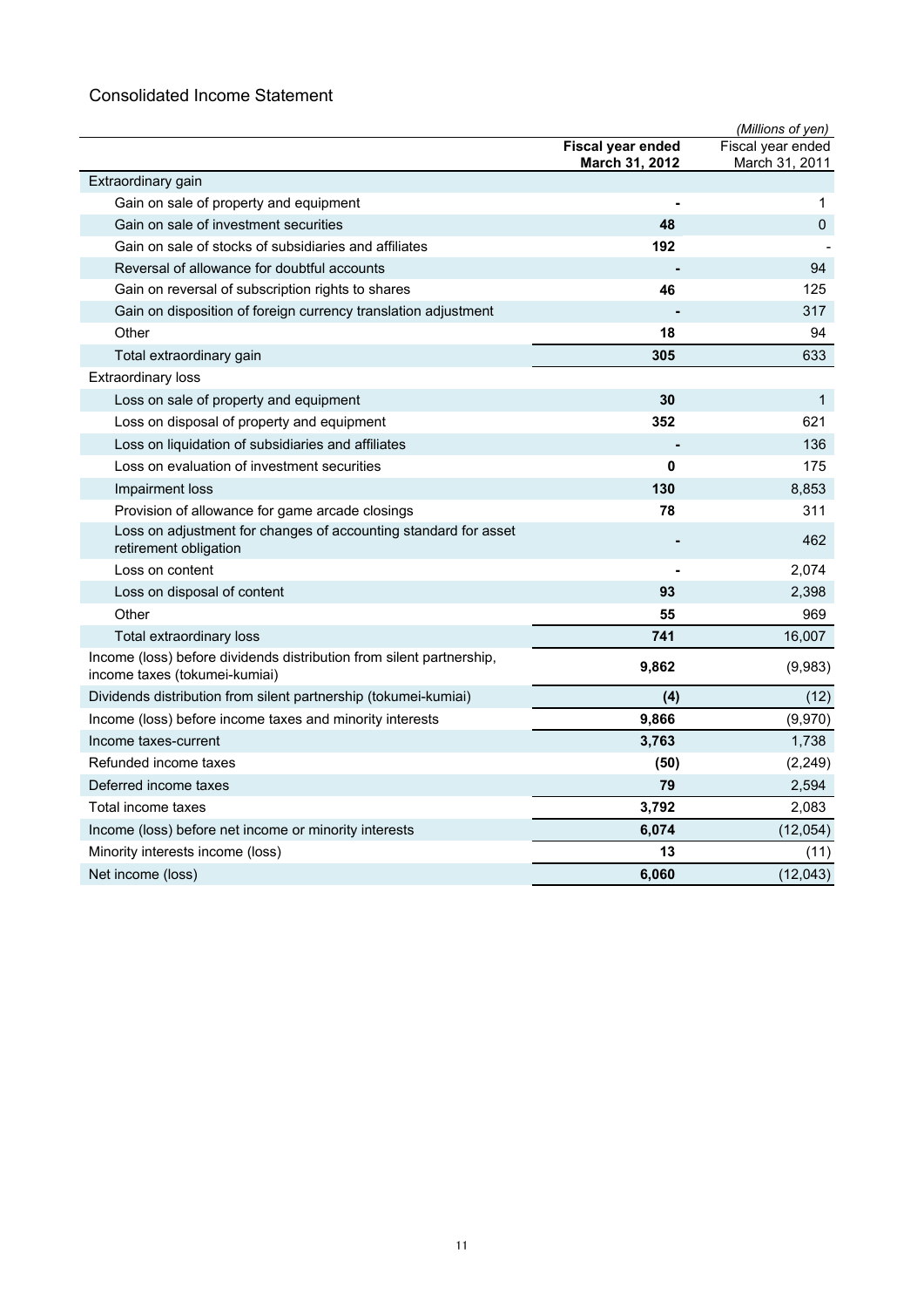## Consolidated Income Statement

*(Millions of yen)*

| | **Fiscal year ended March 31, 2012** | Fiscal year ended March 31, 2011 |
|---|---|---|
| Extraordinary gain | | |
| Gain on sale of property and equipment | **-** | 1 |
| Gain on sale of investment securities | **48** | 0 |
| Gain on sale of stocks of subsidiaries and affiliates | **192** | - |
| Reversal of allowance for doubtful accounts | **-** | 94 |
| Gain on reversal of subscription rights to shares | **46** | 125 |
| Gain on disposition of foreign currency translation adjustment | **-** | 317 |
| Other | **18** | 94 |
| Total extraordinary gain | **305** | 633 |
| Extraordinary loss | | |
| Loss on sale of property and equipment | **30** | 1 |
| Loss on disposal of property and equipment | **352** | 621 |
| Loss on liquidation of subsidiaries and affiliates | **-** | 136 |
| Loss on evaluation of investment securities | **0** | 175 |
| Impairment loss | **130** | 8,853 |
| Provision of allowance for game arcade closings | **78** | 311 |
| Loss on adjustment for changes of accounting standard for asset retirement obligation | **-** | 462 |
| Loss on content | **-** | 2,074 |
| Loss on disposal of content | **93** | 2,398 |
| Other | **55** | 969 |
| Total extraordinary loss | **741** | 16,007 |
| Income (loss) before dividends distribution from silent partnership, income taxes (tokumei-kumiai) | **9,862** | (9,983) |
| Dividends distribution from silent partnership (tokumei-kumiai) | **(4)** | (12) |
| Income (loss) before income taxes and minority interests | **9,866** | (9,970) |
| Income taxes-current | **3,763** | 1,738 |
| Refunded income taxes | **(50)** | (2,249) |
| Deferred income taxes | **79** | 2,594 |
| Total income taxes | **3,792** | 2,083 |
| Income (loss) before net income or minority interests | **6,074** | (12,054) |
| Minority interests income (loss) | **13** | (11) |
| Net income (loss) | **6,060** | (12,043) |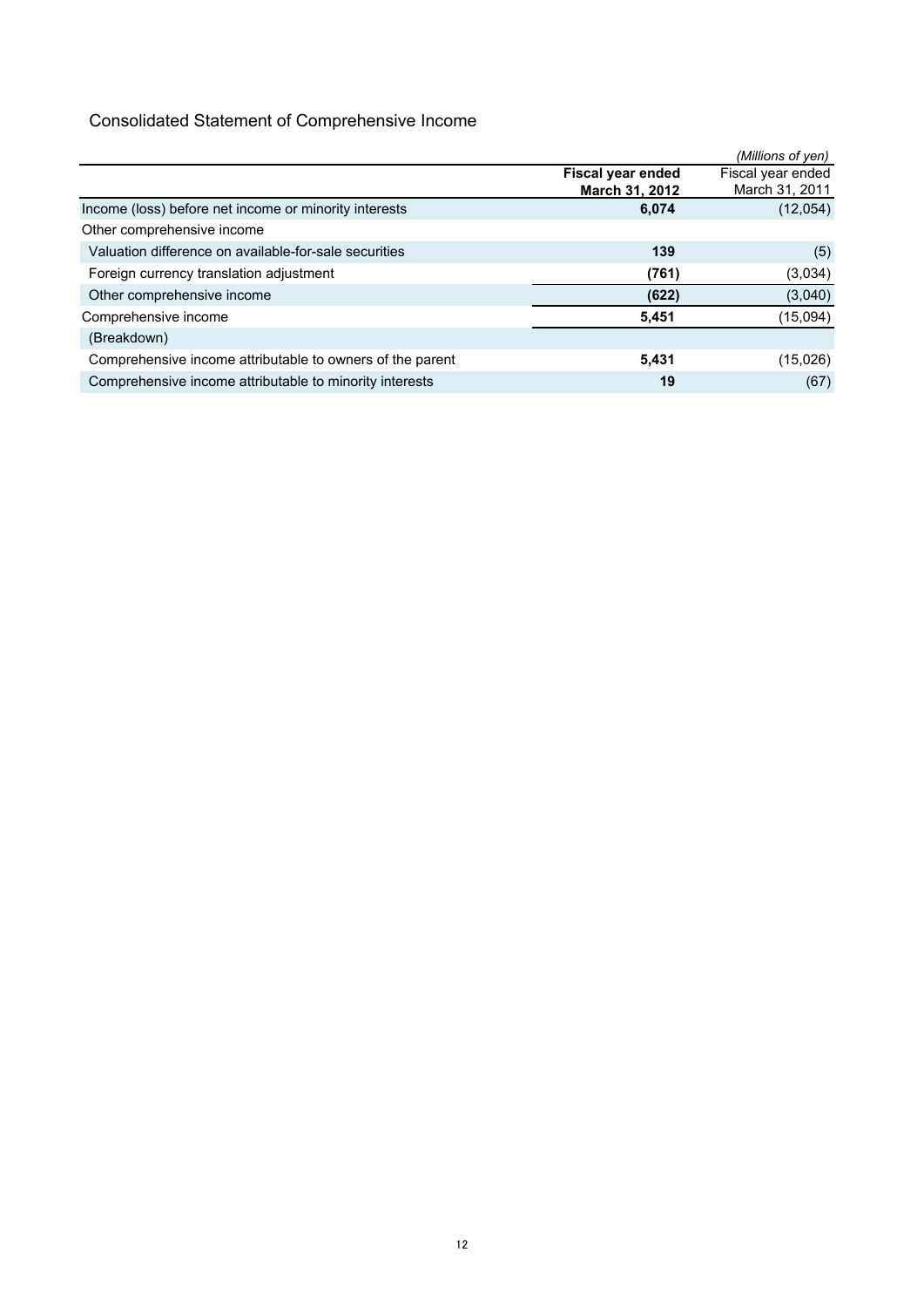## Consolidated Statement of Comprehensive Income

*(Millions of yen)*

| | **Fiscal year ended March 31, 2012** | Fiscal year ended March 31, 2011 |
|---|---|---|
| Income (loss) before net income or minority interests | **6,074** | (12,054) |
| Other comprehensive income | | |
| Valuation difference on available-for-sale securities | **139** | (5) |
| Foreign currency translation adjustment | **(761)** | (3,034) |
| Other comprehensive income | **(622)** | (3,040) |
| Comprehensive income | **5,451** | (15,094) |
| (Breakdown) | | |
| Comprehensive income attributable to owners of the parent | **5,431** | (15,026) |
| Comprehensive income attributable to minority interests | **19** | (67) |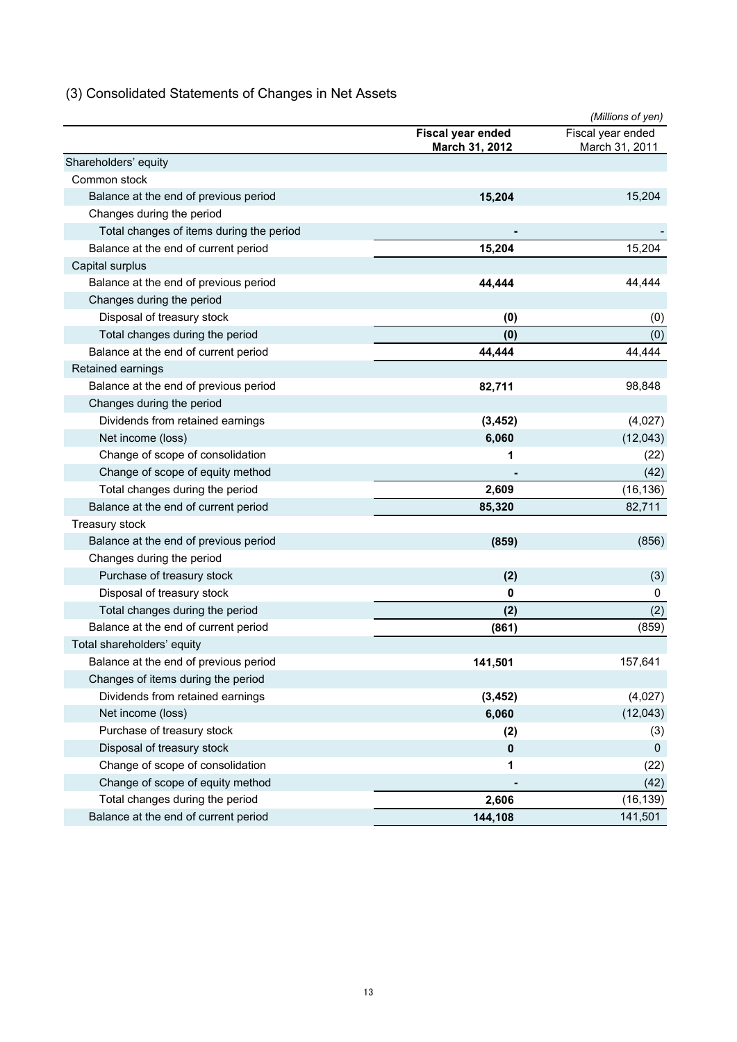## (3) Consolidated Statements of Changes in Net Assets

*(Millions of yen)*

| | **Fiscal year ended March 31, 2012** | Fiscal year ended March 31, 2011 |
|---|---|---|
| Shareholders' equity | | |
| Common stock | | |
| Balance at the end of previous period | **15,204** | 15,204 |
| Changes during the period | | |
| Total changes of items during the period | **-** | - |
| Balance at the end of current period | **15,204** | 15,204 |
| Capital surplus | | |
| Balance at the end of previous period | **44,444** | 44,444 |
| Changes during the period | | |
| Disposal of treasury stock | **(0)** | (0) |
| Total changes during the period | **(0)** | (0) |
| Balance at the end of current period | **44,444** | 44,444 |
| Retained earnings | | |
| Balance at the end of previous period | **82,711** | 98,848 |
| Changes during the period | | |
| Dividends from retained earnings | **(3,452)** | (4,027) |
| Net income (loss) | **6,060** | (12,043) |
| Change of scope of consolidation | **1** | (22) |
| Change of scope of equity method | **-** | (42) |
| Total changes during the period | **2,609** | (16,136) |
| Balance at the end of current period | **85,320** | 82,711 |
| Treasury stock | | |
| Balance at the end of previous period | **(859)** | (856) |
| Changes during the period | | |
| Purchase of treasury stock | **(2)** | (3) |
| Disposal of treasury stock | **0** | 0 |
| Total changes during the period | **(2)** | (2) |
| Balance at the end of current period | **(861)** | (859) |
| Total shareholders' equity | | |
| Balance at the end of previous period | **141,501** | 157,641 |
| Changes of items during the period | | |
| Dividends from retained earnings | **(3,452)** | (4,027) |
| Net income (loss) | **6,060** | (12,043) |
| Purchase of treasury stock | **(2)** | (3) |
| Disposal of treasury stock | **0** | 0 |
| Change of scope of consolidation | **1** | (22) |
| Change of scope of equity method | **-** | (42) |
| Total changes during the period | **2,606** | (16,139) |
| Balance at the end of current period | **144,108** | 141,501 |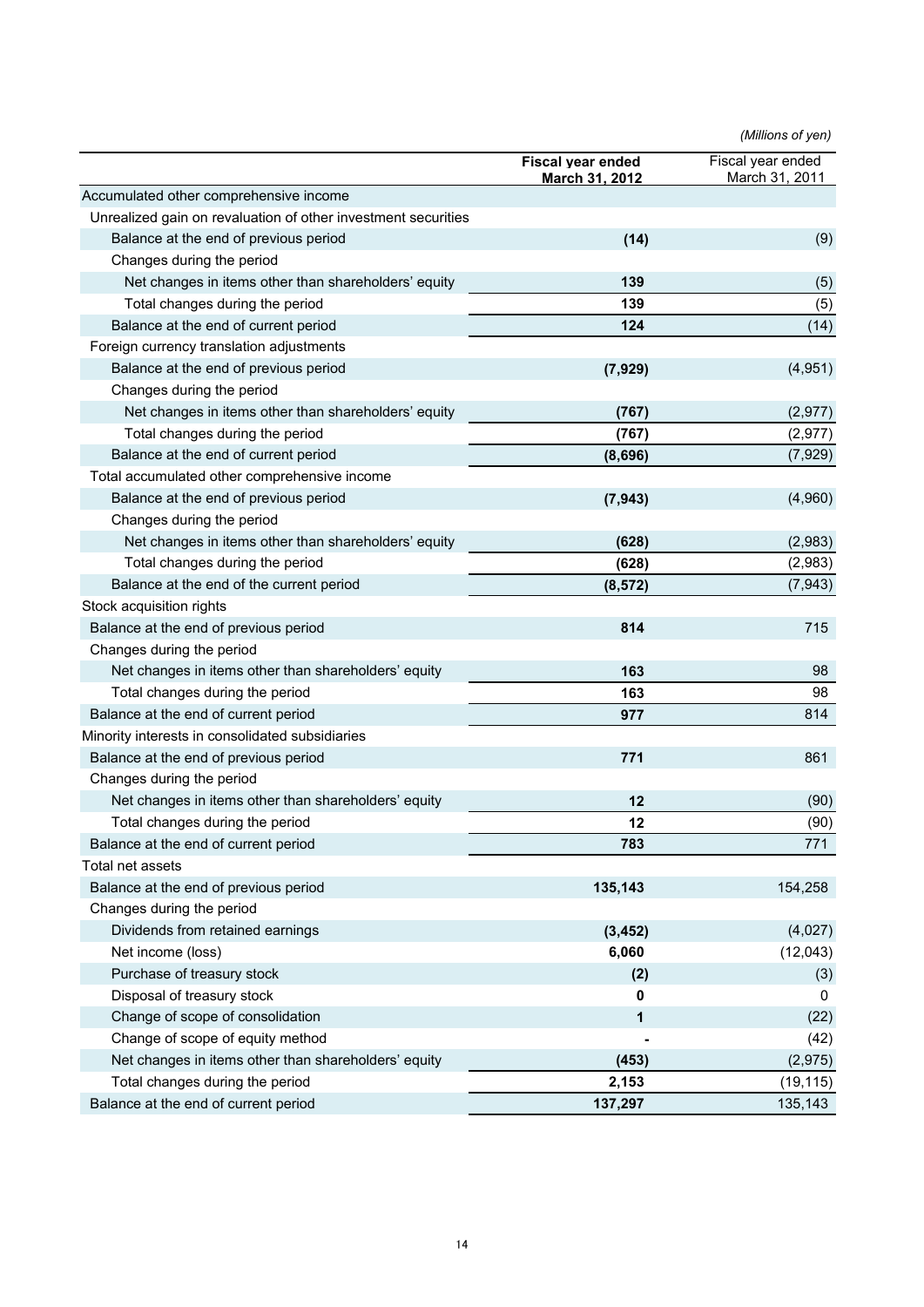*(Millions of yen)*

| | **Fiscal year ended March 31, 2012** | Fiscal year ended March 31, 2011 |
|---|---|---|
| Accumulated other comprehensive income | | |
| Unrealized gain on revaluation of other investment securities | | |
| Balance at the end of previous period | **(14)** | (9) |
| Changes during the period | | |
| Net changes in items other than shareholders' equity | **139** | (5) |
| Total changes during the period | **139** | (5) |
| Balance at the end of current period | **124** | (14) |
| Foreign currency translation adjustments | | |
| Balance at the end of previous period | **(7,929)** | (4,951) |
| Changes during the period | | |
| Net changes in items other than shareholders' equity | **(767)** | (2,977) |
| Total changes during the period | **(767)** | (2,977) |
| Balance at the end of current period | **(8,696)** | (7,929) |
| Total accumulated other comprehensive income | | |
| Balance at the end of previous period | **(7,943)** | (4,960) |
| Changes during the period | | |
| Net changes in items other than shareholders' equity | **(628)** | (2,983) |
| Total changes during the period | **(628)** | (2,983) |
| Balance at the end of the current period | **(8,572)** | (7,943) |
| Stock acquisition rights | | |
| Balance at the end of previous period | **814** | 715 |
| Changes during the period | | |
| Net changes in items other than shareholders' equity | **163** | 98 |
| Total changes during the period | **163** | 98 |
| Balance at the end of current period | **977** | 814 |
| Minority interests in consolidated subsidiaries | | |
| Balance at the end of previous period | **771** | 861 |
| Changes during the period | | |
| Net changes in items other than shareholders' equity | **12** | (90) |
| Total changes during the period | **12** | (90) |
| Balance at the end of current period | **783** | 771 |
| Total net assets | | |
| Balance at the end of previous period | **135,143** | 154,258 |
| Changes during the period | | |
| Dividends from retained earnings | **(3,452)** | (4,027) |
| Net income (loss) | **6,060** | (12,043) |
| Purchase of treasury stock | **(2)** | (3) |
| Disposal of treasury stock | **0** | 0 |
| Change of scope of consolidation | **1** | (22) |
| Change of scope of equity method | **-** | (42) |
| Net changes in items other than shareholders' equity | **(453)** | (2,975) |
| Total changes during the period | **2,153** | (19,115) |
| Balance at the end of current period | **137,297** | 135,143 |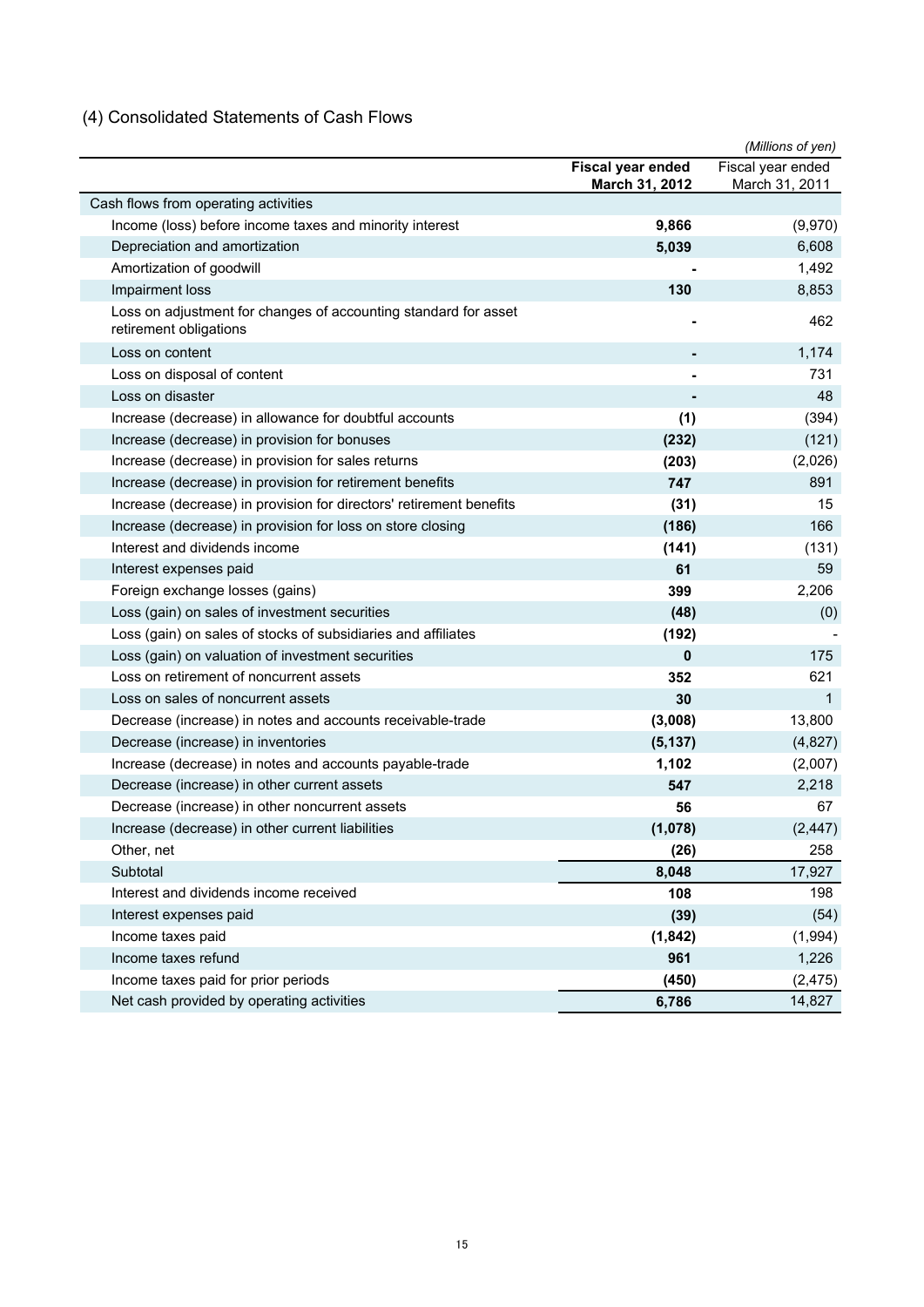## (4) Consolidated Statements of Cash Flows

*(Millions of yen)*

| | **Fiscal year ended March 31, 2012** | Fiscal year ended March 31, 2011 |
|---|---|---|
| Cash flows from operating activities | | |
| Income (loss) before income taxes and minority interest | **9,866** | (9,970) |
| Depreciation and amortization | **5,039** | 6,608 |
| Amortization of goodwill | **-** | 1,492 |
| Impairment loss | **130** | 8,853 |
| Loss on adjustment for changes of accounting standard for asset retirement obligations | **-** | 462 |
| Loss on content | **-** | 1,174 |
| Loss on disposal of content | **-** | 731 |
| Loss on disaster | **-** | 48 |
| Increase (decrease) in allowance for doubtful accounts | **(1)** | (394) |
| Increase (decrease) in provision for bonuses | **(232)** | (121) |
| Increase (decrease) in provision for sales returns | **(203)** | (2,026) |
| Increase (decrease) in provision for retirement benefits | **747** | 891 |
| Increase (decrease) in provision for directors' retirement benefits | **(31)** | 15 |
| Increase (decrease) in provision for loss on store closing | **(186)** | 166 |
| Interest and dividends income | **(141)** | (131) |
| Interest expenses paid | **61** | 59 |
| Foreign exchange losses (gains) | **399** | 2,206 |
| Loss (gain) on sales of investment securities | **(48)** | (0) |
| Loss (gain) on sales of stocks of subsidiaries and affiliates | **(192)** | - |
| Loss (gain) on valuation of investment securities | **0** | 175 |
| Loss on retirement of noncurrent assets | **352** | 621 |
| Loss on sales of noncurrent assets | **30** | 1 |
| Decrease (increase) in notes and accounts receivable-trade | **(3,008)** | 13,800 |
| Decrease (increase) in inventories | **(5,137)** | (4,827) |
| Increase (decrease) in notes and accounts payable-trade | **1,102** | (2,007) |
| Decrease (increase) in other current assets | **547** | 2,218 |
| Decrease (increase) in other noncurrent assets | **56** | 67 |
| Increase (decrease) in other current liabilities | **(1,078)** | (2,447) |
| Other, net | **(26)** | 258 |
| Subtotal | **8,048** | 17,927 |
| Interest and dividends income received | **108** | 198 |
| Interest expenses paid | **(39)** | (54) |
| Income taxes paid | **(1,842)** | (1,994) |
| Income taxes refund | **961** | 1,226 |
| Income taxes paid for prior periods | **(450)** | (2,475) |
| Net cash provided by operating activities | **6,786** | 14,827 |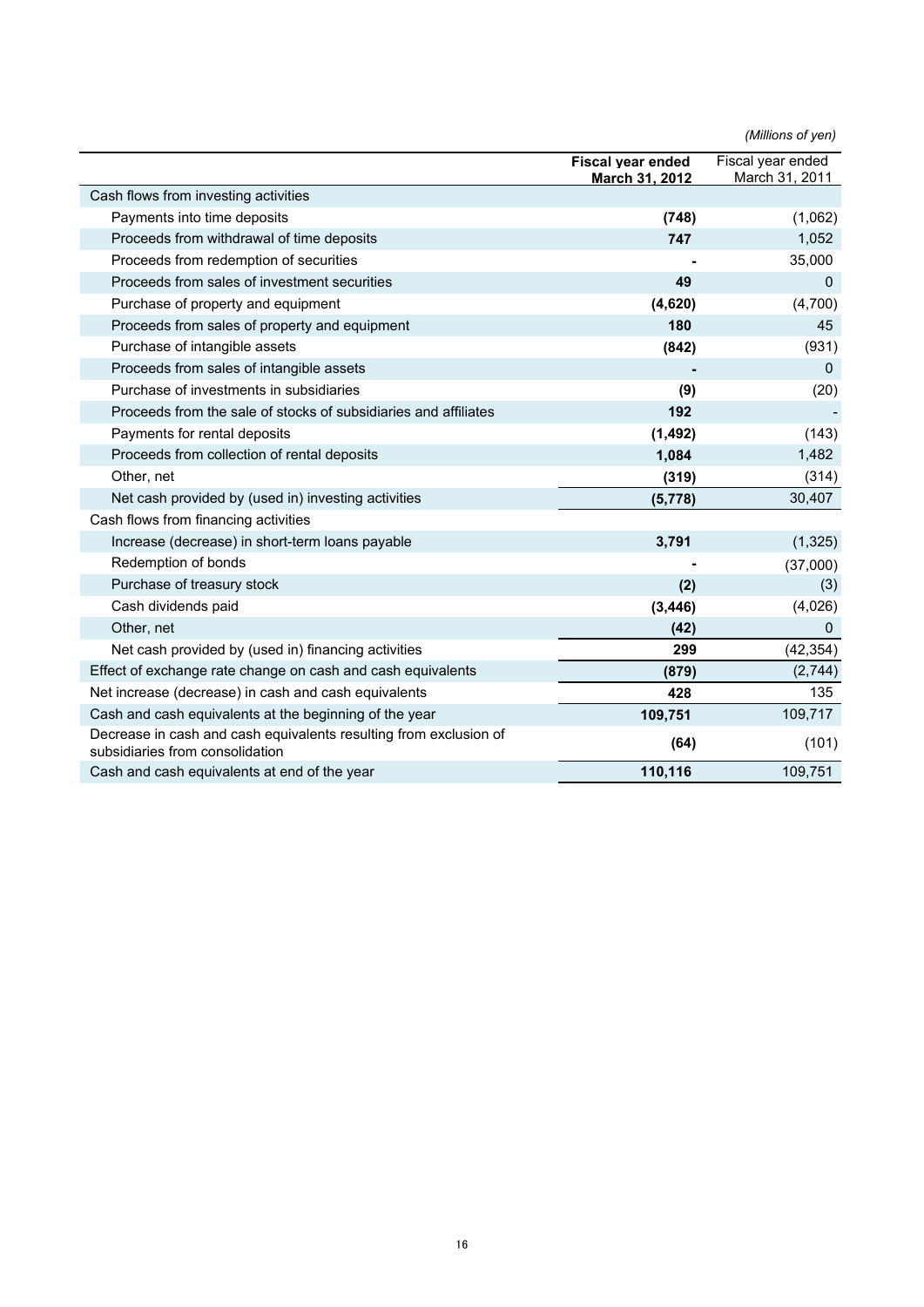*(Millions of yen)*

| | **Fiscal year ended March 31, 2012** | Fiscal year ended March 31, 2011 |
|---|---|---|
| Cash flows from investing activities | | |
| Payments into time deposits | **(748)** | (1,062) |
| Proceeds from withdrawal of time deposits | **747** | 1,052 |
| Proceeds from redemption of securities | **-** | 35,000 |
| Proceeds from sales of investment securities | **49** | 0 |
| Purchase of property and equipment | **(4,620)** | (4,700) |
| Proceeds from sales of property and equipment | **180** | 45 |
| Purchase of intangible assets | **(842)** | (931) |
| Proceeds from sales of intangible assets | **-** | 0 |
| Purchase of investments in subsidiaries | **(9)** | (20) |
| Proceeds from the sale of stocks of subsidiaries and affiliates | **192** | - |
| Payments for rental deposits | **(1,492)** | (143) |
| Proceeds from collection of rental deposits | **1,084** | 1,482 |
| Other, net | **(319)** | (314) |
| Net cash provided by (used in) investing activities | **(5,778)** | 30,407 |
| Cash flows from financing activities | | |
| Increase (decrease) in short-term loans payable | **3,791** | (1,325) |
| Redemption of bonds | **-** | (37,000) |
| Purchase of treasury stock | **(2)** | (3) |
| Cash dividends paid | **(3,446)** | (4,026) |
| Other, net | **(42)** | 0 |
| Net cash provided by (used in) financing activities | **299** | (42,354) |
| Effect of exchange rate change on cash and cash equivalents | **(879)** | (2,744) |
| Net increase (decrease) in cash and cash equivalents | **428** | 135 |
| Cash and cash equivalents at the beginning of the year | **109,751** | 109,717 |
| Decrease in cash and cash equivalents resulting from exclusion of subsidiaries from consolidation | **(64)** | (101) |
| Cash and cash equivalents at end of the year | **110,116** | 109,751 |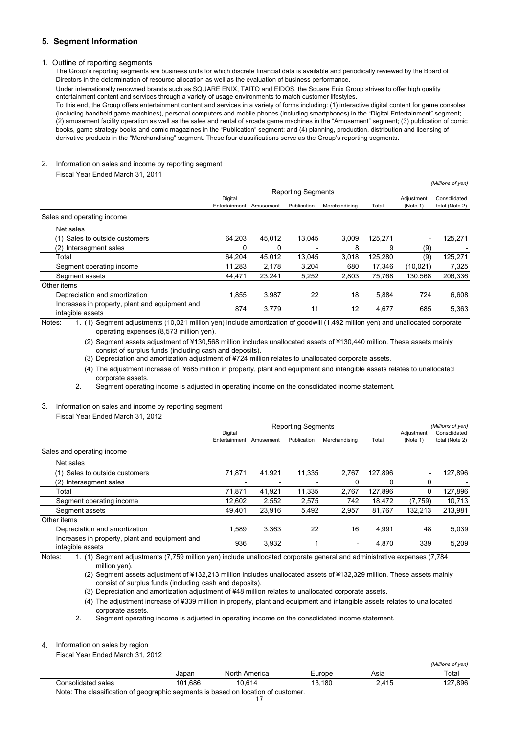## 5. Segment Information

1. Outline of reporting segments

The Group's reporting segments are business units for which discrete financial data is available and periodically reviewed by the Board of Directors in the determination of resource allocation as well as the evaluation of business performance.

Under internationally renowned brands such as SQUARE ENIX, TAITO and EIDOS, the Square Enix Group strives to offer high quality entertainment content and services through a variety of usage environments to match customer lifestyles.

To this end, the Group offers entertainment content and services in a variety of forms including: (1) interactive digital content for game consoles (including handheld game machines), personal computers and mobile phones (including smartphones) in the "Digital Entertainment" segment; (2) amusement facility operation as well as the sales and rental of arcade game machines in the "Amusement" segment; (3) publication of comic books, game strategy books and comic magazines in the "Publication" segment; and (4) planning, production, distribution and licensing of derivative products in the "Merchandising" segment. These four classifications serve as the Group's reporting segments.

2. Information on sales and income by reporting segment

Fiscal Year Ended March 31, 2011

*(Millions of yen)*

| | Reporting Segments | | | | | Adjustment (Note 1) | Consolidated total (Note 2) |
|---|---|---|---|---|---|---|---|
| | Digital Entertainment | Amusement | Publication | Merchandising | Total | | |
| Sales and operating income | | | | | | | |
| Net sales | | | | | | | |
| (1) Sales to outside customers | 64,203 | 45,012 | 13,045 | 3,009 | 125,271 | - | 125,271 |
| (2) Intersegment sales | 0 | 0 | - | 8 | 9 | (9) | - |
| Total | 64,204 | 45,012 | 13,045 | 3,018 | 125,280 | (9) | 125,271 |
| Segment operating income | 11,283 | 2,178 | 3,204 | 680 | 17,346 | (10,021) | 7,325 |
| Segment assets | 44,471 | 23,241 | 5,252 | 2,803 | 75,768 | 130,568 | 206,336 |
| Other items | | | | | | | |
| Depreciation and amortization | 1,855 | 3,987 | 22 | 18 | 5,884 | 724 | 6,608 |
| Increases in property, plant and equipment and intagible assets | 874 | 3,779 | 11 | 12 | 4,677 | 685 | 5,363 |

Notes:
1. (1) Segment adjustments (10,021 million yen) include amortization of goodwill (1,492 million yen) and unallocated corporate operating expenses (8,573 million yen).
   (2) Segment assets adjustment of ¥130,568 million includes unallocated assets of ¥130,440 million. These assets mainly consist of surplus funds (including cash and deposits).
   (3) Depreciation and amortization adjustment of ¥724 million relates to unallocated corporate assets.
   (4) The adjustment increase of ¥685 million in property, plant and equipment and intangible assets relates to unallocated corporate assets.
2. Segment operating income is adjusted in operating income on the consolidated income statement.

3. Information on sales and income by reporting segment

Fiscal Year Ended March 31, 2012

*(Millions of yen)*

| | Reporting Segments | | | | | Adjustment (Note 1) | Consolidated total (Note 2) |
|---|---|---|---|---|---|---|---|
| | Digital Entertainment | Amusement | Publication | Merchandising | Total | | |
| Sales and operating income | | | | | | | |
| Net sales | | | | | | | |
| (1) Sales to outside customers | 71,871 | 41,921 | 11,335 | 2,767 | 127,896 | - | 127,896 |
| (2) Intersegment sales | - | - | - | 0 | 0 | 0 | - |
| Total | 71,871 | 41,921 | 11,335 | 2,767 | 127,896 | 0 | 127,896 |
| Segment operating income | 12,602 | 2,552 | 2,575 | 742 | 18,472 | (7,759) | 10,713 |
| Segment assets | 49,401 | 23,916 | 5,492 | 2,957 | 81,767 | 132,213 | 213,981 |
| Other items | | | | | | | |
| Depreciation and amortization | 1,589 | 3,363 | 22 | 16 | 4,991 | 48 | 5,039 |
| Increases in property, plant and equipment and intagible assets | 936 | 3,932 | 1 | - | 4,870 | 339 | 5,209 |

Notes:
1. (1) Segment adjustments (7,759 million yen) include unallocated corporate general and administrative expenses (7,784 million yen).
   (2) Segment assets adjustment of ¥132,213 million includes unallocated assets of ¥132,329 million. These assets mainly consist of surplus funds (including cash and deposits).
   (3) Depreciation and amortization adjustment of ¥48 million relates to unallocated corporate assets.
   (4) The adjustment increase of ¥339 million in property, plant and equipment and intangible assets relates to unallocated corporate assets.
2. Segment operating income is adjusted in operating income on the consolidated income statement.

4. Information on sales by region

Fiscal Year Ended March 31, 2012

*(Millions of yen)*

| | Japan | North America | Europe | Asia | Total |
|---|---|---|---|---|---|
| Consolidated sales | 101,686 | 10,614 | 13,180 | 2,415 | 127,896 |

Note: The classification of geographic segments is based on location of customer.